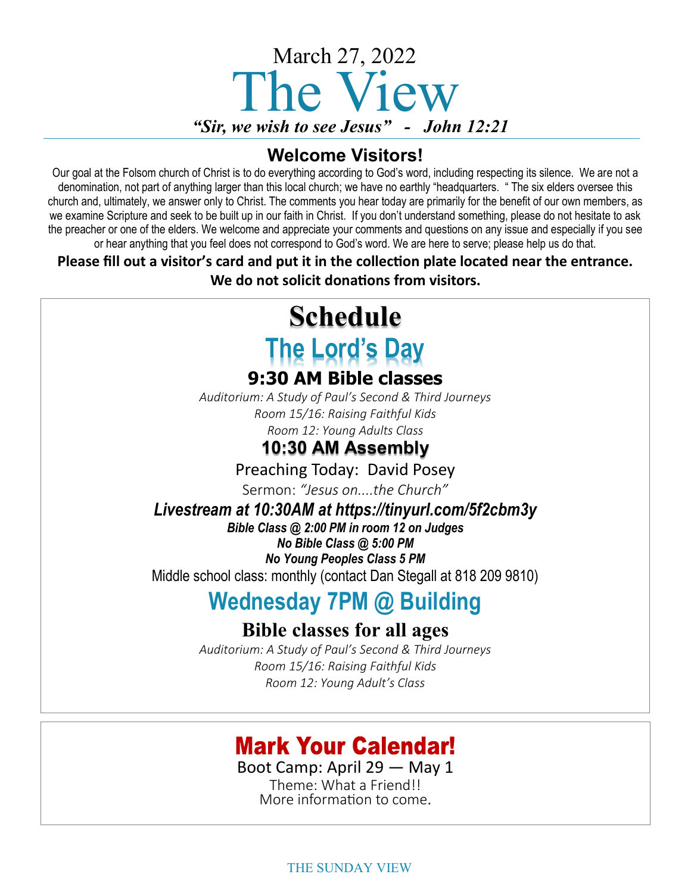March 27, 2022

# The View

***"Sir, we wish to see Jesus" - John 12:21***

## Welcome Visitors!

Our goal at the Folsom church of Christ is to do everything according to God's word, including respecting its silence. We are not a denomination, not part of anything larger than this local church; we have no earthly "headquarters. " The six elders oversee this church and, ultimately, we answer only to Christ. The comments you hear today are primarily for the benefit of our own members, as we examine Scripture and seek to be built up in our faith in Christ. If you don't understand something, please do not hesitate to ask the preacher or one of the elders. We welcome and appreciate your comments and questions on any issue and especially if you see or hear anything that you feel does not correspond to God's word. We are here to serve; please help us do that.

**Please fill out a visitor's card and put it in the collection plate located near the entrance. We do not solicit donations from visitors.**

# Schedule

## The Lord's Day

### 9:30 AM Bible classes

*Auditorium: A Study of Paul's Second & Third Journeys*
*Room 15/16: Raising Faithful Kids*
*Room 12: Young Adults Class*

### 10:30 AM Assembly

Preaching Today: David Posey

Sermon: *"Jesus on....the Church"*

***Livestream at 10:30AM at https://tinyurl.com/5f2cbm3y***

***Bible Class @ 2:00 PM in room 12 on Judges***

***No Bible Class @ 5:00 PM***

***No Young Peoples Class 5 PM***

Middle school class: monthly (contact Dan Stegall at 818 209 9810)

## Wednesday 7PM @ Building

### Bible classes for all ages

*Auditorium: A Study of Paul's Second & Third Journeys*
*Room 15/16: Raising Faithful Kids*
*Room 12: Young Adult's Class*

## Mark Your Calendar!

Boot Camp: April 29 — May 1

Theme: What a Friend!!

More information to come.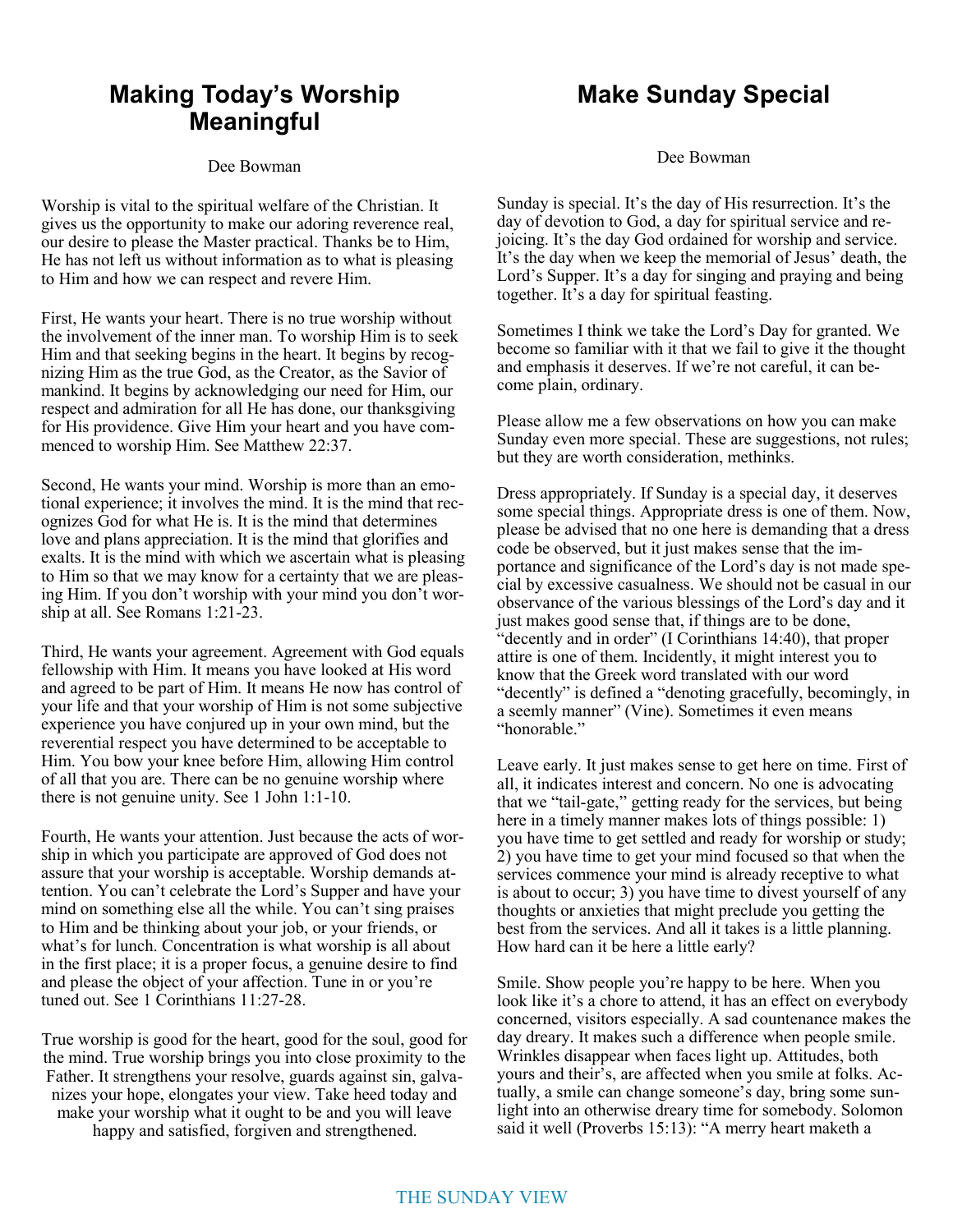# Making Today's Worship Meaningful

Dee Bowman

Worship is vital to the spiritual welfare of the Christian. It gives us the opportunity to make our adoring reverence real, our desire to please the Master practical. Thanks be to Him, He has not left us without information as to what is pleasing to Him and how we can respect and revere Him.

First, He wants your heart. There is no true worship without the involvement of the inner man. To worship Him is to seek Him and that seeking begins in the heart. It begins by recognizing Him as the true God, as the Creator, as the Savior of mankind. It begins by acknowledging our need for Him, our respect and admiration for all He has done, our thanksgiving for His providence. Give Him your heart and you have commenced to worship Him. See Matthew 22:37.

Second, He wants your mind. Worship is more than an emotional experience; it involves the mind. It is the mind that recognizes God for what He is. It is the mind that determines love and plans appreciation. It is the mind that glorifies and exalts. It is the mind with which we ascertain what is pleasing to Him so that we may know for a certainty that we are pleasing Him. If you don't worship with your mind you don't worship at all. See Romans 1:21-23.

Third, He wants your agreement. Agreement with God equals fellowship with Him. It means you have looked at His word and agreed to be part of Him. It means He now has control of your life and that your worship of Him is not some subjective experience you have conjured up in your own mind, but the reverential respect you have determined to be acceptable to Him. You bow your knee before Him, allowing Him control of all that you are. There can be no genuine worship where there is not genuine unity. See 1 John 1:1-10.

Fourth, He wants your attention. Just because the acts of worship in which you participate are approved of God does not assure that your worship is acceptable. Worship demands attention. You can't celebrate the Lord's Supper and have your mind on something else all the while. You can't sing praises to Him and be thinking about your job, or your friends, or what's for lunch. Concentration is what worship is all about in the first place; it is a proper focus, a genuine desire to find and please the object of your affection. Tune in or you're tuned out. See 1 Corinthians 11:27-28.

True worship is good for the heart, good for the soul, good for the mind. True worship brings you into close proximity to the Father. It strengthens your resolve, guards against sin, galvanizes your hope, elongates your view. Take heed today and make your worship what it ought to be and you will leave happy and satisfied, forgiven and strengthened.

# Make Sunday Special

Dee Bowman

Sunday is special. It's the day of His resurrection. It's the day of devotion to God, a day for spiritual service and rejoicing. It's the day God ordained for worship and service. It's the day when we keep the memorial of Jesus' death, the Lord's Supper. It's a day for singing and praying and being together. It's a day for spiritual feasting.

Sometimes I think we take the Lord's Day for granted. We become so familiar with it that we fail to give it the thought and emphasis it deserves. If we're not careful, it can become plain, ordinary.

Please allow me a few observations on how you can make Sunday even more special. These are suggestions, not rules; but they are worth consideration, methinks.

Dress appropriately. If Sunday is a special day, it deserves some special things. Appropriate dress is one of them. Now, please be advised that no one here is demanding that a dress code be observed, but it just makes sense that the importance and significance of the Lord's day is not made special by excessive casualness. We should not be casual in our observance of the various blessings of the Lord's day and it just makes good sense that, if things are to be done, "decently and in order" (I Corinthians 14:40), that proper attire is one of them. Incidently, it might interest you to know that the Greek word translated with our word "decently" is defined a "denoting gracefully, becomingly, in a seemly manner" (Vine). Sometimes it even means "honorable."

Leave early. It just makes sense to get here on time. First of all, it indicates interest and concern. No one is advocating that we "tail-gate," getting ready for the services, but being here in a timely manner makes lots of things possible: 1) you have time to get settled and ready for worship or study; 2) you have time to get your mind focused so that when the services commence your mind is already receptive to what is about to occur; 3) you have time to divest yourself of any thoughts or anxieties that might preclude you getting the best from the services. And all it takes is a little planning. How hard can it be here a little early?

Smile. Show people you're happy to be here. When you look like it's a chore to attend, it has an effect on everybody concerned, visitors especially. A sad countenance makes the day dreary. It makes such a difference when people smile. Wrinkles disappear when faces light up. Attitudes, both yours and their's, are affected when you smile at folks. Actually, a smile can change someone's day, bring some sunlight into an otherwise dreary time for somebody. Solomon said it well (Proverbs 15:13): "A merry heart maketh a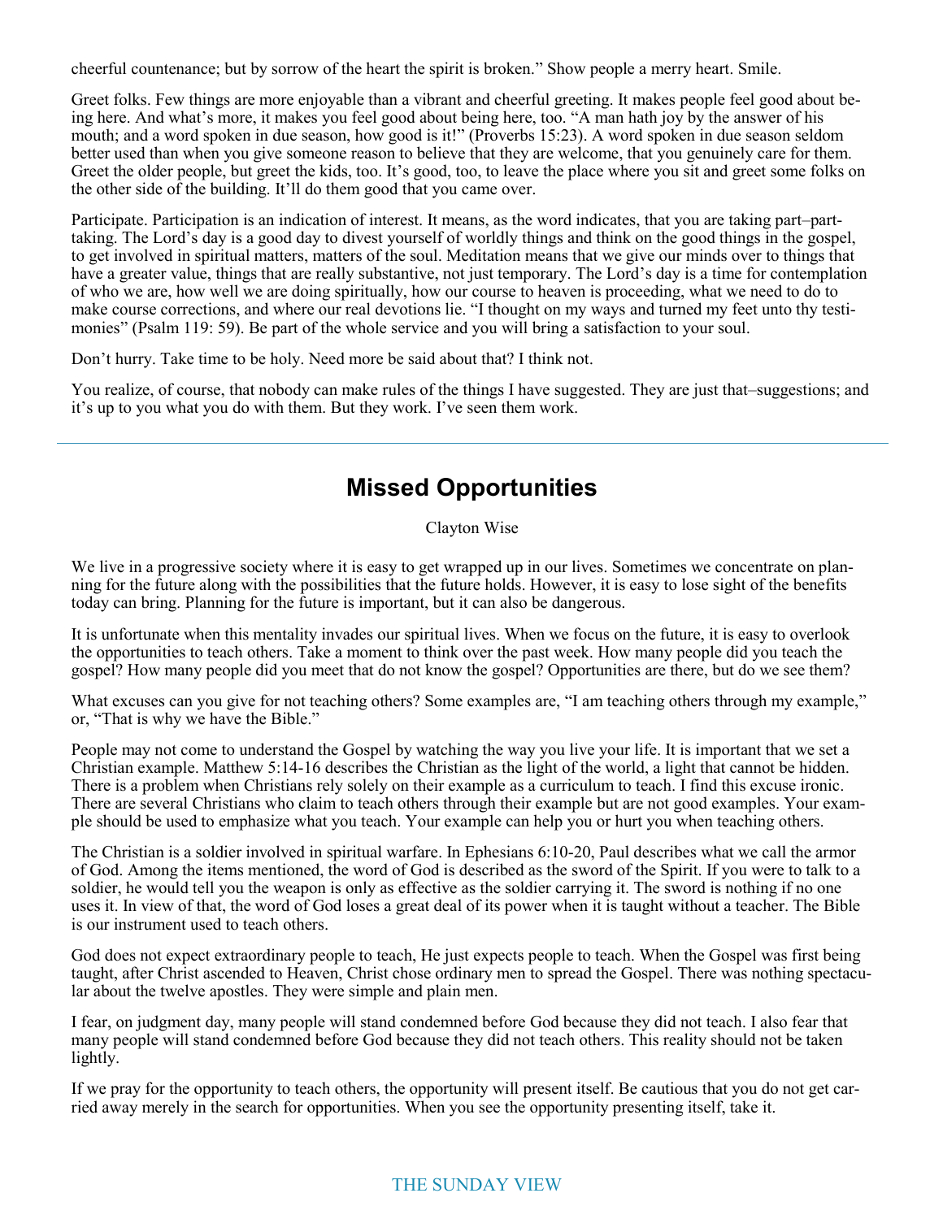cheerful countenance; but by sorrow of the heart the spirit is broken." Show people a merry heart. Smile.

Greet folks. Few things are more enjoyable than a vibrant and cheerful greeting. It makes people feel good about being here. And what's more, it makes you feel good about being here, too. "A man hath joy by the answer of his mouth; and a word spoken in due season, how good is it!" (Proverbs 15:23). A word spoken in due season seldom better used than when you give someone reason to believe that they are welcome, that you genuinely care for them. Greet the older people, but greet the kids, too. It's good, too, to leave the place where you sit and greet some folks on the other side of the building. It'll do them good that you came over.

Participate. Participation is an indication of interest. It means, as the word indicates, that you are taking part–part-taking. The Lord's day is a good day to divest yourself of worldly things and think on the good things in the gospel, to get involved in spiritual matters, matters of the soul. Meditation means that we give our minds over to things that have a greater value, things that are really substantive, not just temporary. The Lord's day is a time for contemplation of who we are, how well we are doing spiritually, how our course to heaven is proceeding, what we need to do to make course corrections, and where our real devotions lie. "I thought on my ways and turned my feet unto thy testimonies" (Psalm 119: 59). Be part of the whole service and you will bring a satisfaction to your soul.

Don't hurry. Take time to be holy. Need more be said about that? I think not.

You realize, of course, that nobody can make rules of the things I have suggested. They are just that–suggestions; and it's up to you what you do with them. But they work. I've seen them work.

---

# Missed Opportunities

Clayton Wise

We live in a progressive society where it is easy to get wrapped up in our lives. Sometimes we concentrate on planning for the future along with the possibilities that the future holds. However, it is easy to lose sight of the benefits today can bring. Planning for the future is important, but it can also be dangerous.

It is unfortunate when this mentality invades our spiritual lives. When we focus on the future, it is easy to overlook the opportunities to teach others. Take a moment to think over the past week. How many people did you teach the gospel? How many people did you meet that do not know the gospel? Opportunities are there, but do we see them?

What excuses can you give for not teaching others? Some examples are, "I am teaching others through my example," or, "That is why we have the Bible."

People may not come to understand the Gospel by watching the way you live your life. It is important that we set a Christian example. Matthew 5:14-16 describes the Christian as the light of the world, a light that cannot be hidden. There is a problem when Christians rely solely on their example as a curriculum to teach. I find this excuse ironic. There are several Christians who claim to teach others through their example but are not good examples. Your example should be used to emphasize what you teach. Your example can help you or hurt you when teaching others.

The Christian is a soldier involved in spiritual warfare. In Ephesians 6:10-20, Paul describes what we call the armor of God. Among the items mentioned, the word of God is described as the sword of the Spirit. If you were to talk to a soldier, he would tell you the weapon is only as effective as the soldier carrying it. The sword is nothing if no one uses it. In view of that, the word of God loses a great deal of its power when it is taught without a teacher. The Bible is our instrument used to teach others.

God does not expect extraordinary people to teach, He just expects people to teach. When the Gospel was first being taught, after Christ ascended to Heaven, Christ chose ordinary men to spread the Gospel. There was nothing spectacular about the twelve apostles. They were simple and plain men.

I fear, on judgment day, many people will stand condemned before God because they did not teach. I also fear that many people will stand condemned before God because they did not teach others. This reality should not be taken lightly.

If we pray for the opportunity to teach others, the opportunity will present itself. Be cautious that you do not get carried away merely in the search for opportunities. When you see the opportunity presenting itself, take it.